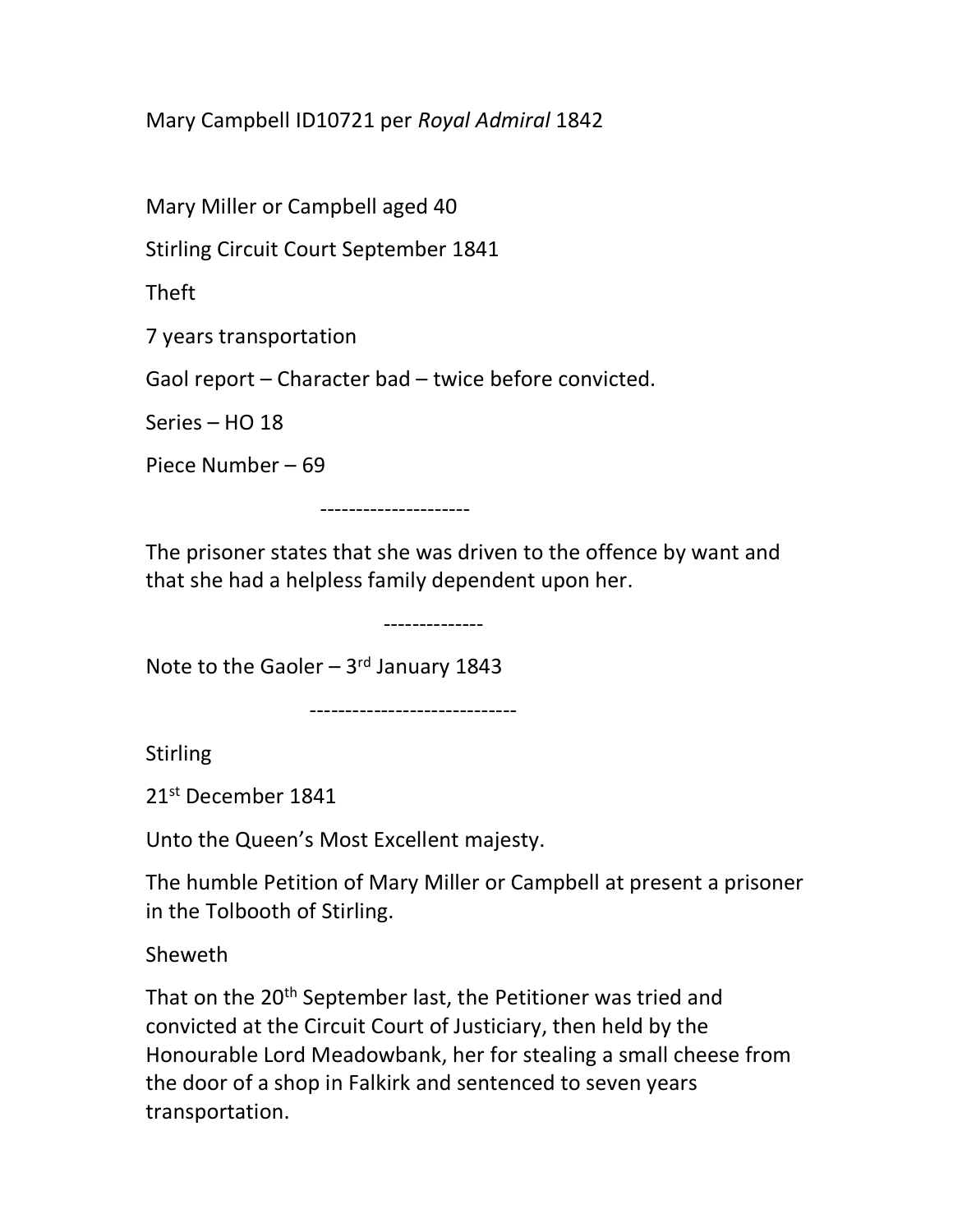Mary Campbell ID10721 per *Royal Admiral* 1842

Mary Miller or Campbell aged 40

Stirling Circuit Court September 1841

Theft

7 years transportation

Gaol report – Character bad – twice before convicted.

Series – HO 18

Piece Number – 69

---------------------

The prisoner states that she was driven to the offence by want and that she had a helpless family dependent upon her.

--------------

Note to the Gaoler – 3rd January 1843

----------------------------

Stirling

21st December 1841

Unto the Queen's Most Excellent majesty.

The humble Petition of Mary Miller or Campbell at present a prisoner in the Tolbooth of Stirling.

Sheweth

That on the 20th September last, the Petitioner was tried and convicted at the Circuit Court of Justiciary, then held by the Honourable Lord Meadowbank, her for stealing a small cheese from the door of a shop in Falkirk and sentenced to seven years transportation.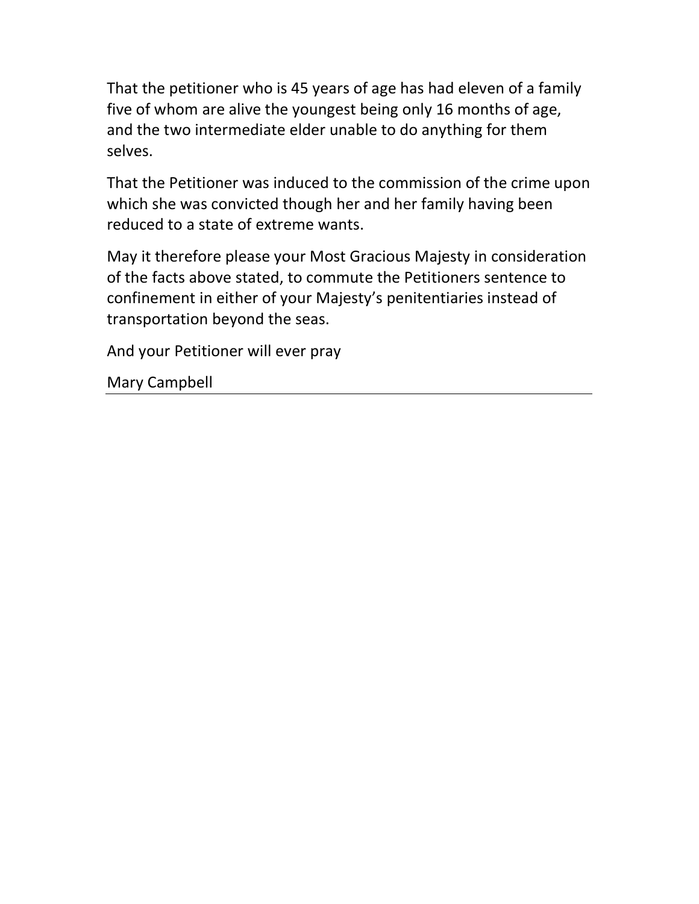That the petitioner who is 45 years of age has had eleven of a family five of whom are alive the youngest being only 16 months of age, and the two intermediate elder unable to do anything for them selves.

That the Petitioner was induced to the commission of the crime upon which she was convicted though her and her family having been reduced to a state of extreme wants.

May it therefore please your Most Gracious Majesty in consideration of the facts above stated, to commute the Petitioners sentence to confinement in either of your Majesty's penitentiaries instead of transportation beyond the seas.

And your Petitioner will ever pray

Mary Campbell